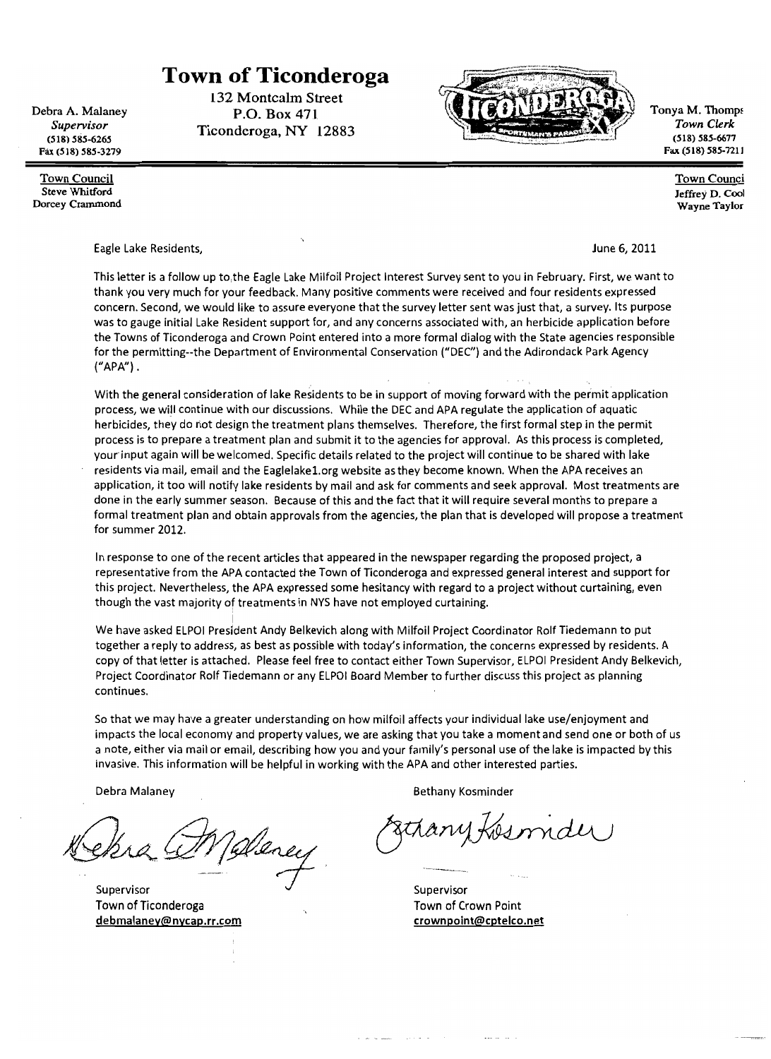# Town of Ticonderoga

132 Montcalm Street
P.O. Box 471
Ticonderoga, NY 12883

Debra A. Malaney
*Supervisor*
(518) 585-6265
Fax (518) 585-3279

Tonya M. Thomps
*Town Clerk*
(518) 585-6677
Fax (518) 585-7211

Town Council
Steve Whitford
Dorcey Crammond

Town Counci
Jeffrey D. Cool
Wayne Taylor

Eagle Lake Residents,

June 6, 2011

This letter is a follow up to the Eagle Lake Milfoil Project Interest Survey sent to you in February. First, we want to thank you very much for your feedback. Many positive comments were received and four residents expressed concern. Second, we would like to assure everyone that the survey letter sent was just that, a survey. Its purpose was to gauge initial Lake Resident support for, and any concerns associated with, an herbicide application before the Towns of Ticonderoga and Crown Point entered into a more formal dialog with the State agencies responsible for the permitting--the Department of Environmental Conservation ("DEC") and the Adirondack Park Agency ("APA").

With the general consideration of lake Residents to be in support of moving forward with the permit application process, we will continue with our discussions. While the DEC and APA regulate the application of aquatic herbicides, they do not design the treatment plans themselves. Therefore, the first formal step in the permit process is to prepare a treatment plan and submit it to the agencies for approval. As this process is completed, your input again will be welcomed. Specific details related to the project will continue to be shared with lake residents via mail, email and the Eaglelake1.org website as they become known. When the APA receives an application, it too will notify lake residents by mail and ask for comments and seek approval. Most treatments are done in the early summer season. Because of this and the fact that it will require several months to prepare a formal treatment plan and obtain approvals from the agencies, the plan that is developed will propose a treatment for summer 2012.

In response to one of the recent articles that appeared in the newspaper regarding the proposed project, a representative from the APA contacted the Town of Ticonderoga and expressed general interest and support for this project. Nevertheless, the APA expressed some hesitancy with regard to a project without curtaining, even though the vast majority of treatments in NYS have not employed curtaining.

We have asked ELPOI President Andy Belkevich along with Milfoil Project Coordinator Rolf Tiedemann to put together a reply to address, as best as possible with today's information, the concerns expressed by residents. A copy of that letter is attached. Please feel free to contact either Town Supervisor, ELPOI President Andy Belkevich, Project Coordinator Rolf Tiedemann or any ELPOI Board Member to further discuss this project as planning continues.

So that we may have a greater understanding on how milfoil affects your individual lake use/enjoyment and impacts the local economy and property values, we are asking that you take a moment and send one or both of us a note, either via mail or email, describing how you and your family's personal use of the lake is impacted by this invasive. This information will be helpful in working with the APA and other interested parties.

Debra Malaney

Supervisor
Town of Ticonderoga
debmalaney@nycap.rr.com

Bethany Kosminder

Supervisor
Town of Crown Point
crownpoint@cptelco.net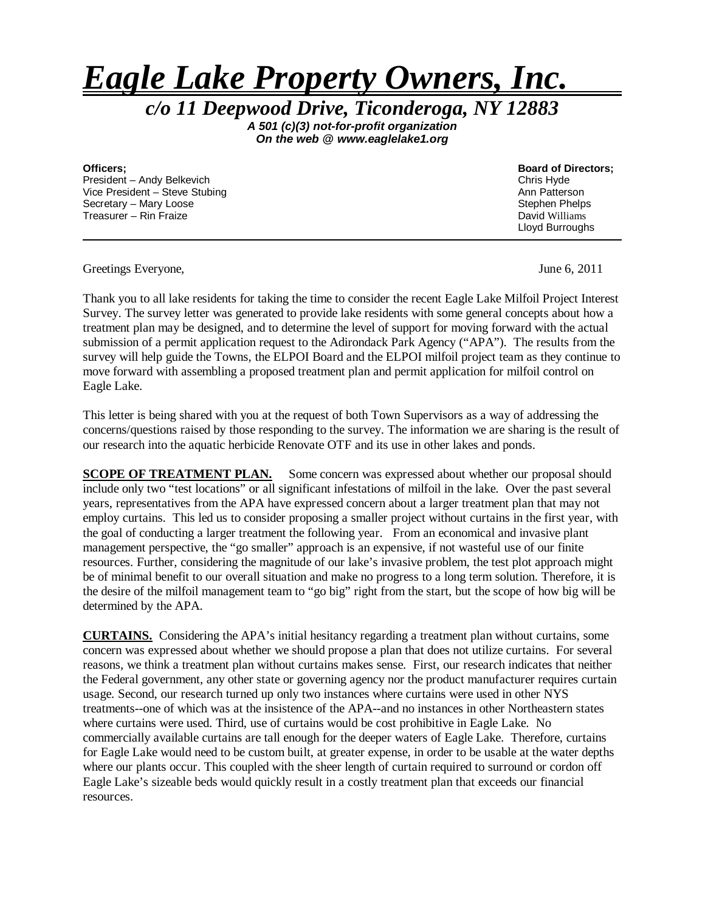# *Eagle Lake Property Owners, Inc.*

***c/o 11 Deepwood Drive, Ticonderoga, NY 12883***

***A 501 (c)(3) not-for-profit organization***
***On the web @ www.eaglelake1.org***

**Officers;**
President – Andy Belkevich
Vice President – Steve Stubing
Secretary – Mary Loose
Treasurer – Rin Fraize

**Board of Directors;**
Chris Hyde
Ann Patterson
Stephen Phelps
David Williams
Lloyd Burroughs

---

Greetings Everyone,

June 6, 2011

Thank you to all lake residents for taking the time to consider the recent Eagle Lake Milfoil Project Interest Survey. The survey letter was generated to provide lake residents with some general concepts about how a treatment plan may be designed, and to determine the level of support for moving forward with the actual submission of a permit application request to the Adirondack Park Agency ("APA"). The results from the survey will help guide the Towns, the ELPOI Board and the ELPOI milfoil project team as they continue to move forward with assembling a proposed treatment plan and permit application for milfoil control on Eagle Lake.

This letter is being shared with you at the request of both Town Supervisors as a way of addressing the concerns/questions raised by those responding to the survey. The information we are sharing is the result of our research into the aquatic herbicide Renovate OTF and its use in other lakes and ponds.

**SCOPE OF TREATMENT PLAN.** Some concern was expressed about whether our proposal should include only two "test locations" or all significant infestations of milfoil in the lake. Over the past several years, representatives from the APA have expressed concern about a larger treatment plan that may not employ curtains. This led us to consider proposing a smaller project without curtains in the first year, with the goal of conducting a larger treatment the following year. From an economical and invasive plant management perspective, the "go smaller" approach is an expensive, if not wasteful use of our finite resources. Further, considering the magnitude of our lake's invasive problem, the test plot approach might be of minimal benefit to our overall situation and make no progress to a long term solution. Therefore, it is the desire of the milfoil management team to "go big" right from the start, but the scope of how big will be determined by the APA.

**CURTAINS.** Considering the APA's initial hesitancy regarding a treatment plan without curtains, some concern was expressed about whether we should propose a plan that does not utilize curtains. For several reasons, we think a treatment plan without curtains makes sense. First, our research indicates that neither the Federal government, any other state or governing agency nor the product manufacturer requires curtain usage. Second, our research turned up only two instances where curtains were used in other NYS treatments--one of which was at the insistence of the APA--and no instances in other Northeastern states where curtains were used. Third, use of curtains would be cost prohibitive in Eagle Lake. No commercially available curtains are tall enough for the deeper waters of Eagle Lake. Therefore, curtains for Eagle Lake would need to be custom built, at greater expense, in order to be usable at the water depths where our plants occur. This coupled with the sheer length of curtain required to surround or cordon off Eagle Lake's sizeable beds would quickly result in a costly treatment plan that exceeds our financial resources.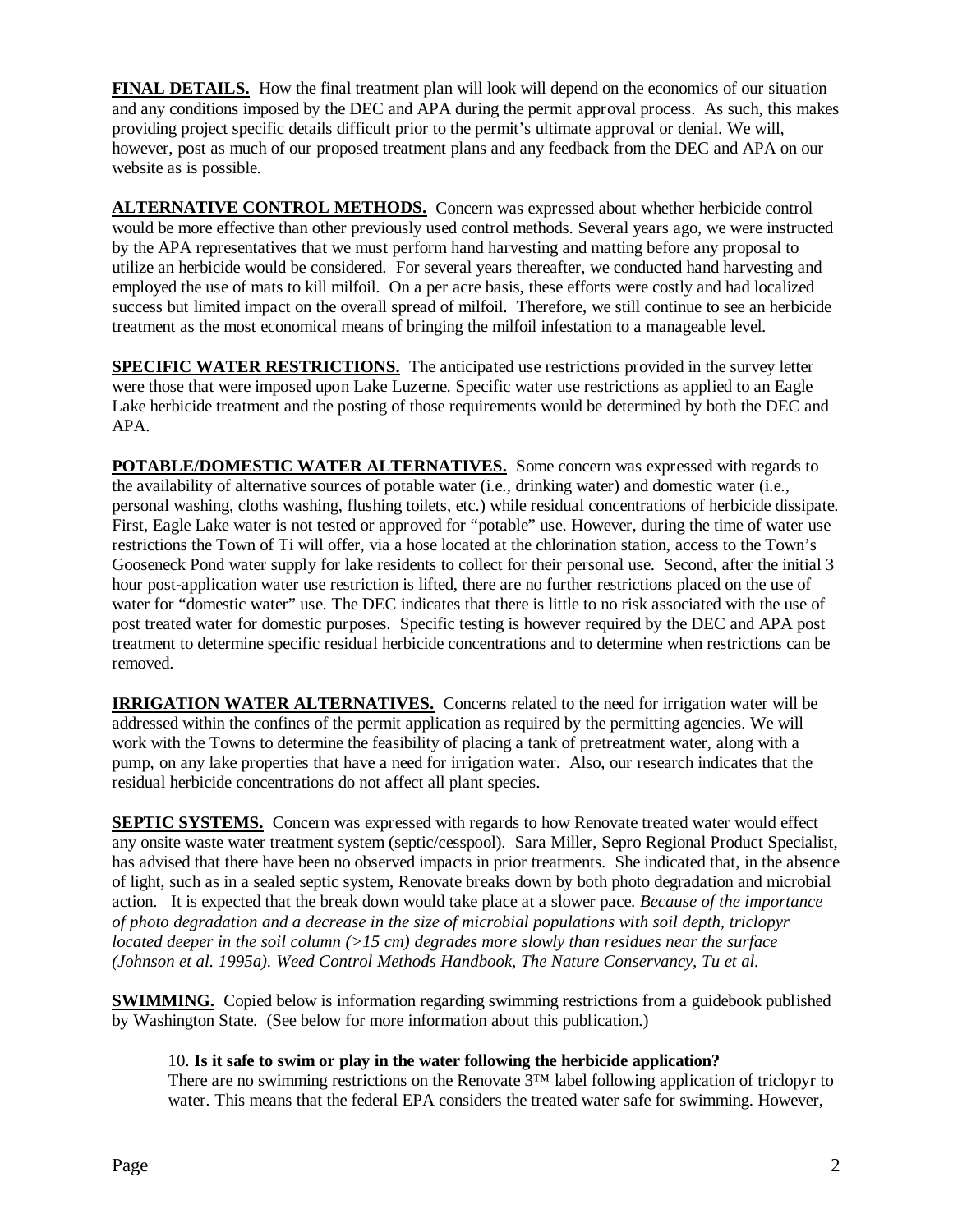**FINAL DETAILS.** How the final treatment plan will look will depend on the economics of our situation and any conditions imposed by the DEC and APA during the permit approval process. As such, this makes providing project specific details difficult prior to the permit's ultimate approval or denial. We will, however, post as much of our proposed treatment plans and any feedback from the DEC and APA on our website as is possible.

**ALTERNATIVE CONTROL METHODS.** Concern was expressed about whether herbicide control would be more effective than other previously used control methods. Several years ago, we were instructed by the APA representatives that we must perform hand harvesting and matting before any proposal to utilize an herbicide would be considered. For several years thereafter, we conducted hand harvesting and employed the use of mats to kill milfoil. On a per acre basis, these efforts were costly and had localized success but limited impact on the overall spread of milfoil. Therefore, we still continue to see an herbicide treatment as the most economical means of bringing the milfoil infestation to a manageable level.

**SPECIFIC WATER RESTRICTIONS.** The anticipated use restrictions provided in the survey letter were those that were imposed upon Lake Luzerne. Specific water use restrictions as applied to an Eagle Lake herbicide treatment and the posting of those requirements would be determined by both the DEC and APA.

**POTABLE/DOMESTIC WATER ALTERNATIVES.** Some concern was expressed with regards to the availability of alternative sources of potable water (i.e., drinking water) and domestic water (i.e., personal washing, cloths washing, flushing toilets, etc.) while residual concentrations of herbicide dissipate. First, Eagle Lake water is not tested or approved for "potable" use. However, during the time of water use restrictions the Town of Ti will offer, via a hose located at the chlorination station, access to the Town's Gooseneck Pond water supply for lake residents to collect for their personal use. Second, after the initial 3 hour post-application water use restriction is lifted, there are no further restrictions placed on the use of water for "domestic water" use. The DEC indicates that there is little to no risk associated with the use of post treated water for domestic purposes. Specific testing is however required by the DEC and APA post treatment to determine specific residual herbicide concentrations and to determine when restrictions can be removed.

**IRRIGATION WATER ALTERNATIVES.** Concerns related to the need for irrigation water will be addressed within the confines of the permit application as required by the permitting agencies. We will work with the Towns to determine the feasibility of placing a tank of pretreatment water, along with a pump, on any lake properties that have a need for irrigation water. Also, our research indicates that the residual herbicide concentrations do not affect all plant species.

**SEPTIC SYSTEMS.** Concern was expressed with regards to how Renovate treated water would effect any onsite waste water treatment system (septic/cesspool). Sara Miller, Sepro Regional Product Specialist, has advised that there have been no observed impacts in prior treatments. She indicated that, in the absence of light, such as in a sealed septic system, Renovate breaks down by both photo degradation and microbial action. It is expected that the break down would take place at a slower pace. *Because of the importance of photo degradation and a decrease in the size of microbial populations with soil depth, triclopyr located deeper in the soil column (>15 cm) degrades more slowly than residues near the surface (Johnson et al. 1995a). Weed Control Methods Handbook, The Nature Conservancy, Tu et al.*

**SWIMMING.** Copied below is information regarding swimming restrictions from a guidebook published by Washington State. (See below for more information about this publication.)

> 10. **Is it safe to swim or play in the water following the herbicide application?**
> There are no swimming restrictions on the Renovate 3™ label following application of triclopyr to water. This means that the federal EPA considers the treated water safe for swimming. However,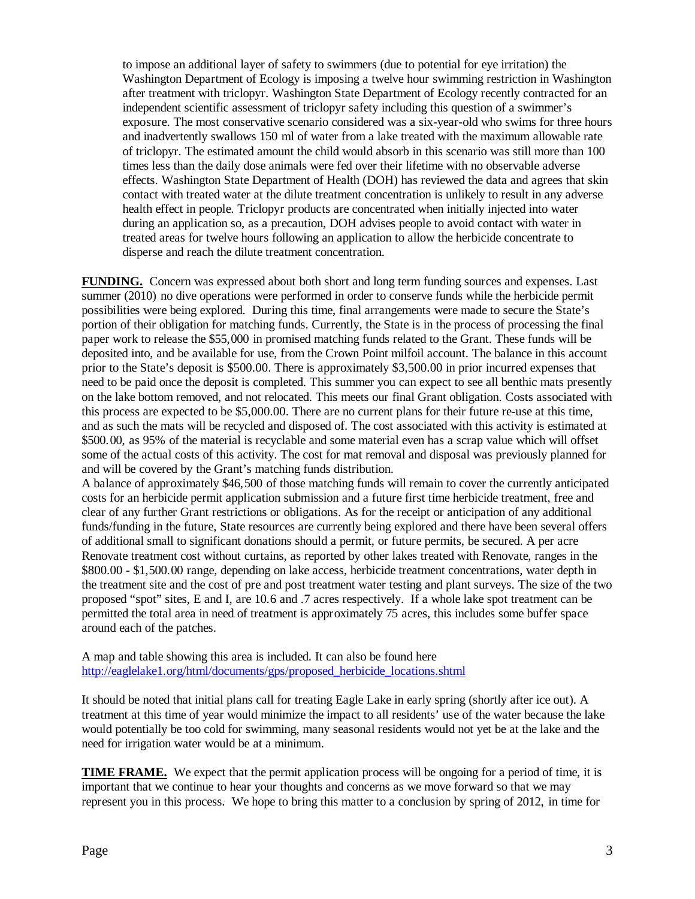to impose an additional layer of safety to swimmers (due to potential for eye irritation) the Washington Department of Ecology is imposing a twelve hour swimming restriction in Washington after treatment with triclopyr. Washington State Department of Ecology recently contracted for an independent scientific assessment of triclopyr safety including this question of a swimmer's exposure. The most conservative scenario considered was a six-year-old who swims for three hours and inadvertently swallows 150 ml of water from a lake treated with the maximum allowable rate of triclopyr. The estimated amount the child would absorb in this scenario was still more than 100 times less than the daily dose animals were fed over their lifetime with no observable adverse effects. Washington State Department of Health (DOH) has reviewed the data and agrees that skin contact with treated water at the dilute treatment concentration is unlikely to result in any adverse health effect in people. Triclopyr products are concentrated when initially injected into water during an application so, as a precaution, DOH advises people to avoid contact with water in treated areas for twelve hours following an application to allow the herbicide concentrate to disperse and reach the dilute treatment concentration.

**FUNDING.** Concern was expressed about both short and long term funding sources and expenses. Last summer (2010) no dive operations were performed in order to conserve funds while the herbicide permit possibilities were being explored. During this time, final arrangements were made to secure the State's portion of their obligation for matching funds. Currently, the State is in the process of processing the final paper work to release the $55,000 in promised matching funds related to the Grant. These funds will be deposited into, and be available for use, from the Crown Point milfoil account. The balance in this account prior to the State's deposit is $500.00. There is approximately $3,500.00 in prior incurred expenses that need to be paid once the deposit is completed. This summer you can expect to see all benthic mats presently on the lake bottom removed, and not relocated. This meets our final Grant obligation. Costs associated with this process are expected to be $5,000.00. There are no current plans for their future re-use at this time, and as such the mats will be recycled and disposed of. The cost associated with this activity is estimated at $500.00, as 95% of the material is recyclable and some material even has a scrap value which will offset some of the actual costs of this activity. The cost for mat removal and disposal was previously planned for and will be covered by the Grant's matching funds distribution.

A balance of approximately $46,500 of those matching funds will remain to cover the currently anticipated costs for an herbicide permit application submission and a future first time herbicide treatment, free and clear of any further Grant restrictions or obligations. As for the receipt or anticipation of any additional funds/funding in the future, State resources are currently being explored and there have been several offers of additional small to significant donations should a permit, or future permits, be secured. A per acre Renovate treatment cost without curtains, as reported by other lakes treated with Renovate, ranges in the $800.00 - $1,500.00 range, depending on lake access, herbicide treatment concentrations, water depth in the treatment site and the cost of pre and post treatment water testing and plant surveys. The size of the two proposed "spot" sites, E and I, are 10.6 and .7 acres respectively. If a whole lake spot treatment can be permitted the total area in need of treatment is approximately 75 acres, this includes some buffer space around each of the patches.

A map and table showing this area is included. It can also be found here [http://eaglelake1.org/html/documents/gps/proposed_herbicide_locations.shtml](http://eaglelake1.org/html/documents/gps/proposed_herbicide_locations.shtml)

It should be noted that initial plans call for treating Eagle Lake in early spring (shortly after ice out). A treatment at this time of year would minimize the impact to all residents' use of the water because the lake would potentially be too cold for swimming, many seasonal residents would not yet be at the lake and the need for irrigation water would be at a minimum.

**TIME FRAME.** We expect that the permit application process will be ongoing for a period of time, it is important that we continue to hear your thoughts and concerns as we move forward so that we may represent you in this process. We hope to bring this matter to a conclusion by spring of 2012, in time for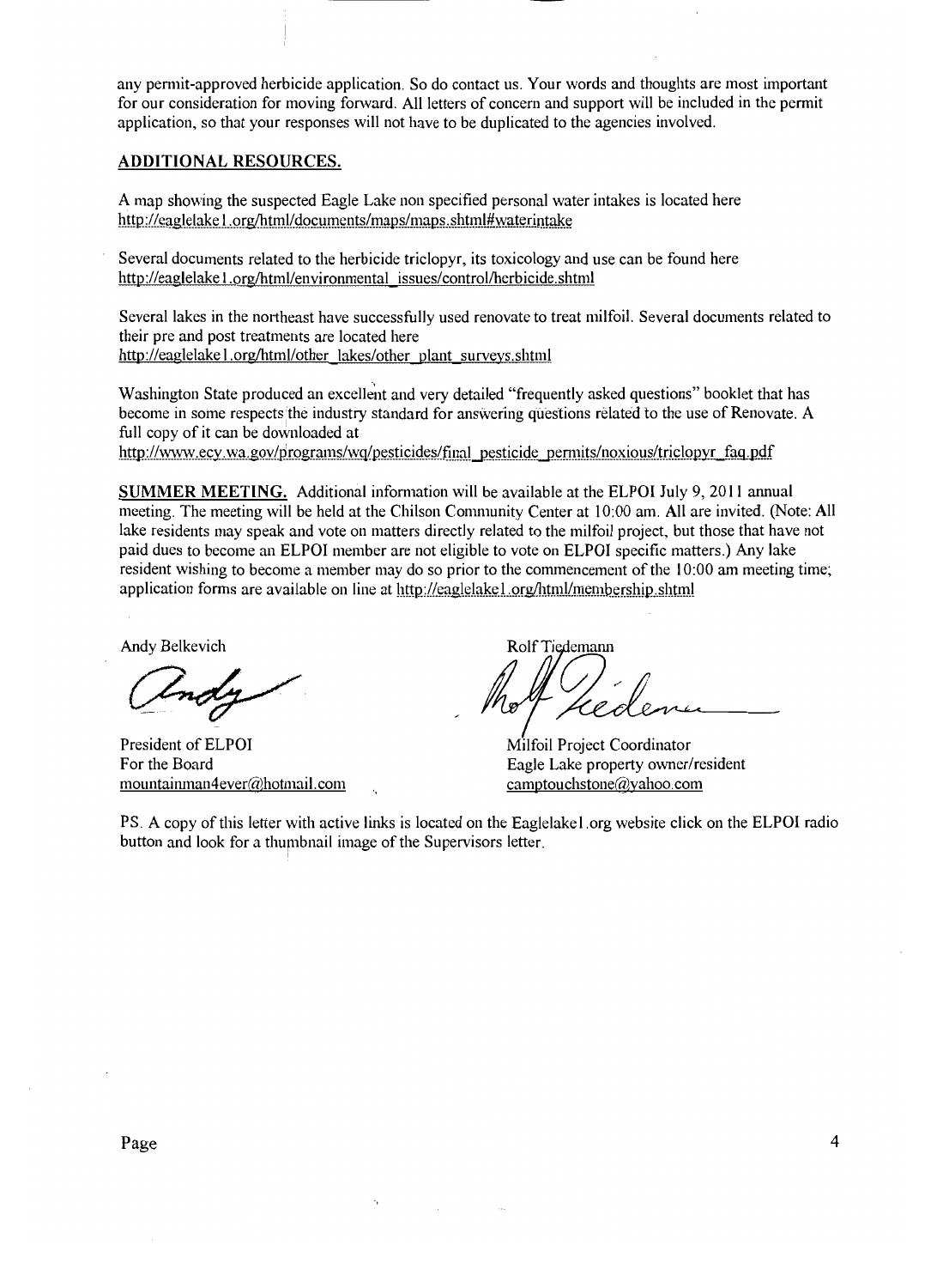any permit-approved herbicide application. So do contact us. Your words and thoughts are most important for our consideration for moving forward. All letters of concern and support will be included in the permit application, so that your responses will not have to be duplicated to the agencies involved.

**ADDITIONAL RESOURCES.**

A map showing the suspected Eagle Lake non specified personal water intakes is located here http://eaglelake1.org/html/documents/maps/maps.shtml#waterintake

Several documents related to the herbicide triclopyr, its toxicology and use can be found here http://eaglelake1.org/html/environmental_issues/control/herbicide.shtml

Several lakes in the northeast have successfully used renovate to treat milfoil. Several documents related to their pre and post treatments are located here http://eaglelake1.org/html/other_lakes/other_plant_surveys.shtml

Washington State produced an excellent and very detailed "frequently asked questions" booklet that has become in some respects the industry standard for answering questions related to the use of Renovate. A full copy of it can be downloaded at http://www.ecy.wa.gov/programs/wq/pesticides/final_pesticide_permits/noxious/triclopyr_faq.pdf

**SUMMER MEETING.** Additional information will be available at the ELPOI July 9, 2011 annual meeting. The meeting will be held at the Chilson Community Center at 10:00 am. All are invited. (Note: All lake residents may speak and vote on matters directly related to the milfoil project, but those that have not paid dues to become an ELPOI member are not eligible to vote on ELPOI specific matters.) Any lake resident wishing to become a member may do so prior to the commencement of the 10:00 am meeting time; application forms are available on line at http://eaglelake1.org/html/membership.shtml

Andy Belkevich

President of ELPOI
For the Board
mountainman4ever@hotmail.com

Rolf Tiedemann

Milfoil Project Coordinator
Eagle Lake property owner/resident
camptouchstone@yahoo.com

PS. A copy of this letter with active links is located on the Eaglelake1.org website click on the ELPOI radio button and look for a thumbnail image of the Supervisors letter.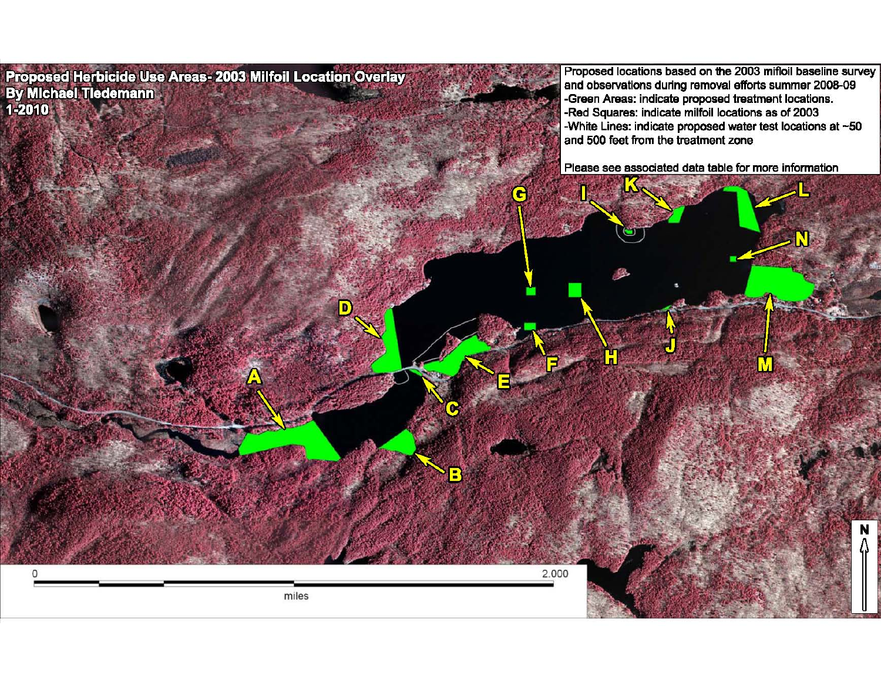# Proposed Herbicide Use Areas- 2003 Milfoil Location Overlay

**By Michael Tiedemann**

**1-2010**

Proposed locations based on the 2003 milfoil baseline survey and observations during removal efforts summer 2008-09

- Green Areas: indicate proposed treatment locations.
- Red Squares: indicate milfoil locations as of 2003
- White Lines: indicate proposed water test locations at ~50 and 500 feet from the treatment zone

Please see associated data table for more information

A B C D E F G H I J K L M N

0 2.000

miles

N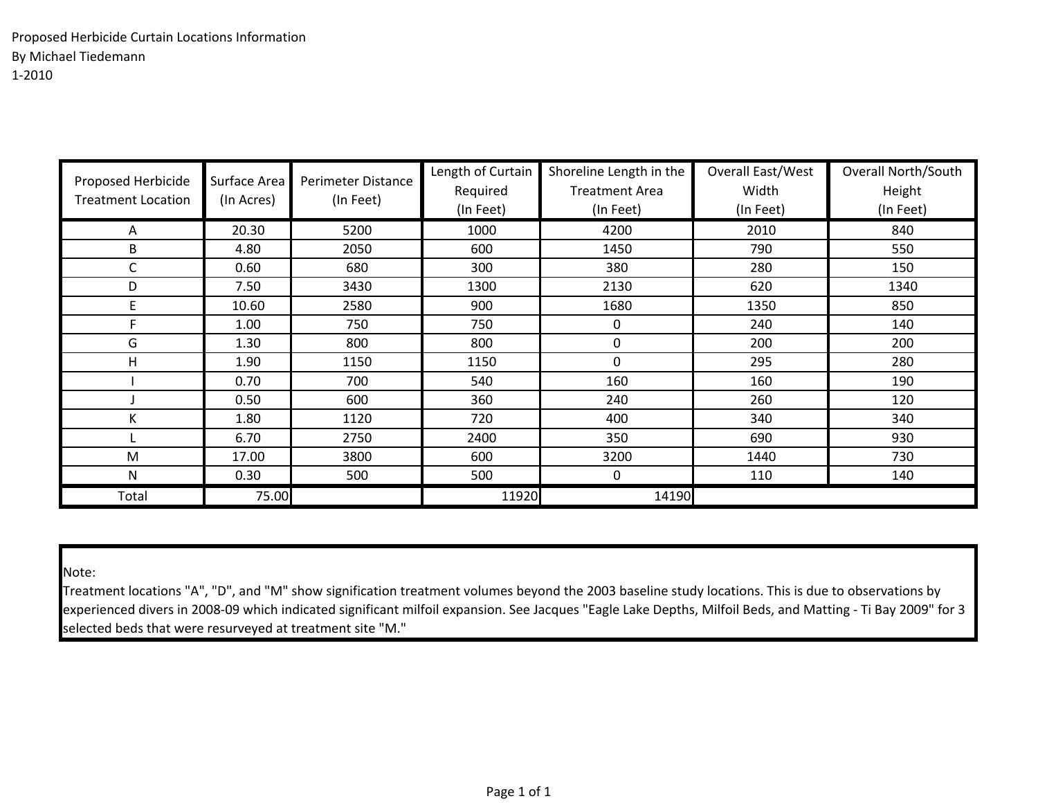Proposed Herbicide Curtain Locations Information
By Michael Tiedemann
1-2010

| Proposed Herbicide Treatment Location | Surface Area (In Acres) | Perimeter Distance (In Feet) | Length of Curtain Required (In Feet) | Shoreline Length in the Treatment Area (In Feet) | Overall East/West Width (In Feet) | Overall North/South Height (In Feet) |
|---|---|---|---|---|---|---|
| A | 20.30 | 5200 | 1000 | 4200 | 2010 | 840 |
| B | 4.80 | 2050 | 600 | 1450 | 790 | 550 |
| C | 0.60 | 680 | 300 | 380 | 280 | 150 |
| D | 7.50 | 3430 | 1300 | 2130 | 620 | 1340 |
| E | 10.60 | 2580 | 900 | 1680 | 1350 | 850 |
| F | 1.00 | 750 | 750 | 0 | 240 | 140 |
| G | 1.30 | 800 | 800 | 0 | 200 | 200 |
| H | 1.90 | 1150 | 1150 | 0 | 295 | 280 |
| I | 0.70 | 700 | 540 | 160 | 160 | 190 |
| J | 0.50 | 600 | 360 | 240 | 260 | 120 |
| K | 1.80 | 1120 | 720 | 400 | 340 | 340 |
| L | 6.70 | 2750 | 2400 | 350 | 690 | 930 |
| M | 17.00 | 3800 | 600 | 3200 | 1440 | 730 |
| N | 0.30 | 500 | 500 | 0 | 110 | 140 |
| Total | 75.00 | | 11920 | 14190 | | |

Note:
Treatment locations "A", "D", and "M" show signification treatment volumes beyond the 2003 baseline study locations. This is due to observations by experienced divers in 2008-09 which indicated significant milfoil expansion. See Jacques "Eagle Lake Depths, Milfoil Beds, and Matting - Ti Bay 2009" for 3 selected beds that were resurveyed at treatment site "M."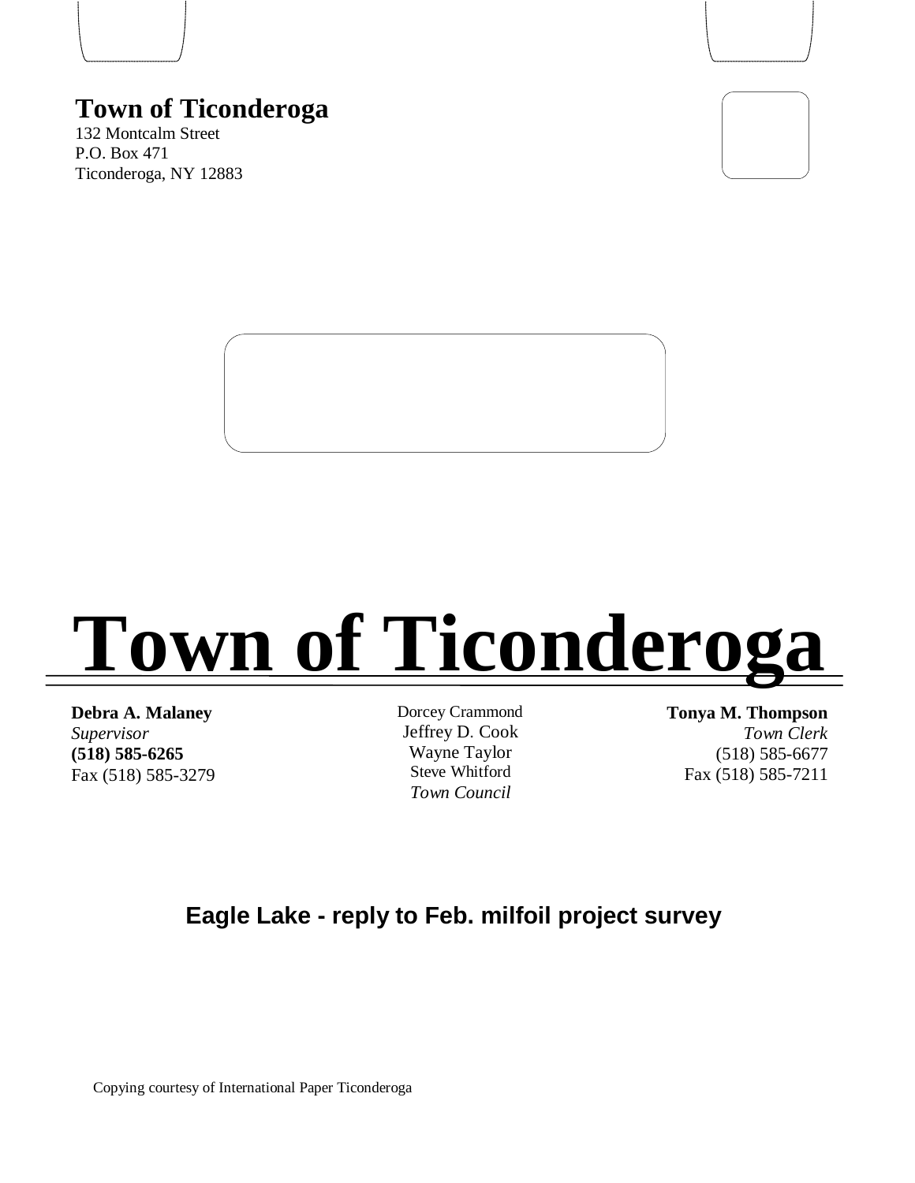**Town of Ticonderoga**
132 Montcalm Street
P.O. Box 471
Ticonderoga, NY 12883

# Town of Ticonderoga

**Debra A. Malaney**
*Supervisor*
**(518) 585-6265**
Fax (518) 585-3279

Dorcey Crammond
Jeffrey D. Cook
Wayne Taylor
Steve Whitford
*Town Council*

**Tonya M. Thompson**
*Town Clerk*
(518) 585-6677
Fax (518) 585-7211

## Eagle Lake - reply to Feb. milfoil project survey

Copying courtesy of International Paper Ticonderoga